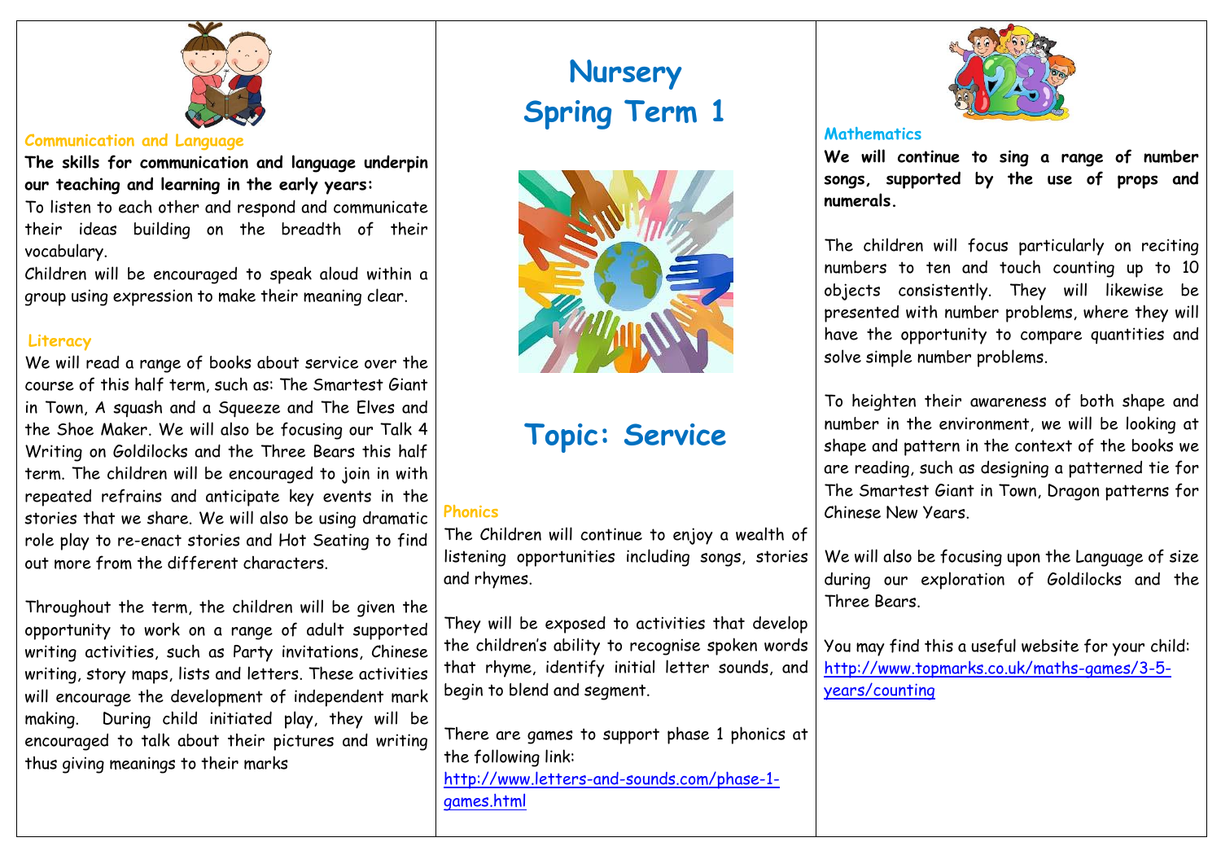# Nursery
# Spring Term 1

## Topic: Service

### Communication and Language

**The skills for communication and language underpin our teaching and learning in the early years:**

To listen to each other and respond and communicate their ideas building on the breadth of their vocabulary.

Children will be encouraged to speak aloud within a group using expression to make their meaning clear.

### Literacy

We will read a range of books about service over the course of this half term, such as: The Smartest Giant in Town, A squash and a Squeeze and The Elves and the Shoe Maker. We will also be focusing our Talk 4 Writing on Goldilocks and the Three Bears this half term. The children will be encouraged to join in with repeated refrains and anticipate key events in the stories that we share. We will also be using dramatic role play to re-enact stories and Hot Seating to find out more from the different characters.

Throughout the term, the children will be given the opportunity to work on a range of adult supported writing activities, such as Party invitations, Chinese writing, story maps, lists and letters. These activities will encourage the development of independent mark making. During child initiated play, they will be encouraged to talk about their pictures and writing thus giving meanings to their marks

### Phonics

The Children will continue to enjoy a wealth of listening opportunities including songs, stories and rhymes.

They will be exposed to activities that develop the children's ability to recognise spoken words that rhyme, identify initial letter sounds, and begin to blend and segment.

There are games to support phase 1 phonics at the following link:
http://www.letters-and-sounds.com/phase-1-games.html

### Mathematics

**We will continue to sing a range of number songs, supported by the use of props and numerals.**

The children will focus particularly on reciting numbers to ten and touch counting up to 10 objects consistently. They will likewise be presented with number problems, where they will have the opportunity to compare quantities and solve simple number problems.

To heighten their awareness of both shape and number in the environment, we will be looking at shape and pattern in the context of the books we are reading, such as designing a patterned tie for The Smartest Giant in Town, Dragon patterns for Chinese New Years.

We will also be focusing upon the Language of size during our exploration of Goldilocks and the Three Bears.

You may find this a useful website for your child:
http://www.topmarks.co.uk/maths-games/3-5-years/counting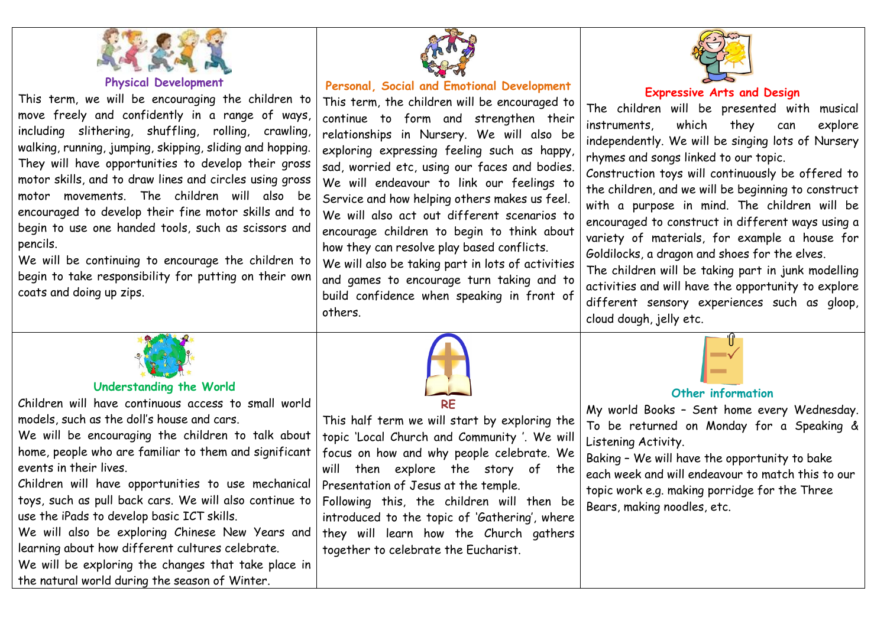## Physical Development

This term, we will be encouraging the children to move freely and confidently in a range of ways, including slithering, shuffling, rolling, crawling, walking, running, jumping, skipping, sliding and hopping. They will have opportunities to develop their gross motor skills, and to draw lines and circles using gross motor movements. The children will also be encouraged to develop their fine motor skills and to begin to use one handed tools, such as scissors and pencils.

We will be continuing to encourage the children to begin to take responsibility for putting on their own coats and doing up zips.

## Personal, Social and Emotional Development

This term, the children will be encouraged to continue to form and strengthen their relationships in Nursery. We will also be exploring expressing feeling such as happy, sad, worried etc, using our faces and bodies. We will endeavour to link our feelings to Service and how helping others makes us feel. We will also act out different scenarios to encourage children to begin to think about how they can resolve play based conflicts.

We will also be taking part in lots of activities and games to encourage turn taking and to build confidence when speaking in front of others.

## Expressive Arts and Design

The children will be presented with musical instruments, which they can explore independently. We will be singing lots of Nursery rhymes and songs linked to our topic.

Construction toys will continuously be offered to the children, and we will be beginning to construct with a purpose in mind. The children will be encouraged to construct in different ways using a variety of materials, for example a house for Goldilocks, a dragon and shoes for the elves.

The children will be taking part in junk modelling activities and will have the opportunity to explore different sensory experiences such as gloop, cloud dough, jelly etc.

## Understanding the World

Children will have continuous access to small world models, such as the doll's house and cars.

We will be encouraging the children to talk about home, people who are familiar to them and significant events in their lives.

Children will have opportunities to use mechanical toys, such as pull back cars. We will also continue to use the iPads to develop basic ICT skills.

We will also be exploring Chinese New Years and learning about how different cultures celebrate.

We will be exploring the changes that take place in the natural world during the season of Winter.

## RE

This half term we will start by exploring the topic 'Local Church and Community '. We will focus on how and why people celebrate. We will then explore the story of the Presentation of Jesus at the temple.

Following this, the children will then be introduced to the topic of 'Gathering', where they will learn how the Church gathers together to celebrate the Eucharist.

## Other information

My world Books – Sent home every Wednesday. To be returned on Monday for a Speaking & Listening Activity.

Baking – We will have the opportunity to bake each week and will endeavour to match this to our topic work e.g. making porridge for the Three Bears, making noodles, etc.